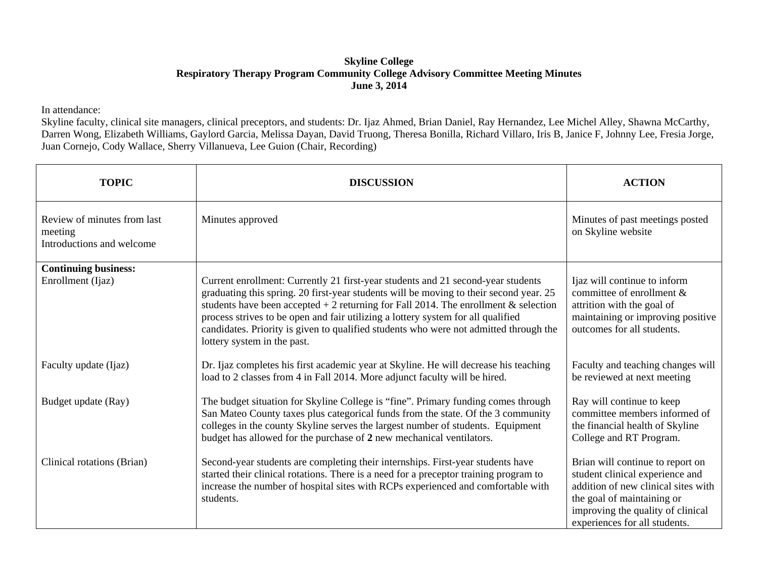**Skyline College**
**Respiratory Therapy Program Community College Advisory Committee Meeting Minutes**
**June 3, 2014**

In attendance:
Skyline faculty, clinical site managers, clinical preceptors, and students: Dr. Ijaz Ahmed, Brian Daniel, Ray Hernandez, Lee Michel Alley, Shawna McCarthy, Darren Wong, Elizabeth Williams, Gaylord Garcia, Melissa Dayan, David Truong, Theresa Bonilla, Richard Villaro, Iris B, Janice F, Johnny Lee, Fresia Jorge, Juan Cornejo, Cody Wallace, Sherry Villanueva, Lee Guion (Chair, Recording)

| TOPIC | DISCUSSION | ACTION |
|---|---|---|
| Review of minutes from last meeting<br>Introductions and welcome | Minutes approved | Minutes of past meetings posted on Skyline website |
| **Continuing business:**<br>Enrollment (Ijaz) | Current enrollment: Currently 21 first-year students and 21 second-year students graduating this spring. 20 first-year students will be moving to their second year. 25 students have been accepted + 2 returning for Fall 2014. The enrollment & selection process strives to be open and fair utilizing a lottery system for all qualified candidates. Priority is given to qualified students who were not admitted through the lottery system in the past. | Ijaz will continue to inform committee of enrollment & attrition with the goal of maintaining or improving positive outcomes for all students. |
| Faculty update (Ijaz) | Dr. Ijaz completes his first academic year at Skyline. He will decrease his teaching load to 2 classes from 4 in Fall 2014. More adjunct faculty will be hired. | Faculty and teaching changes will be reviewed at next meeting |
| Budget update (Ray) | The budget situation for Skyline College is "fine". Primary funding comes through San Mateo County taxes plus categorical funds from the state. Of the 3 community colleges in the county Skyline serves the largest number of students. Equipment budget has allowed for the purchase of **2** new mechanical ventilators. | Ray will continue to keep committee members informed of the financial health of Skyline College and RT Program. |
| Clinical rotations (Brian) | Second-year students are completing their internships. First-year students have started their clinical rotations. There is a need for a preceptor training program to increase the number of hospital sites with RCPs experienced and comfortable with students. | Brian will continue to report on student clinical experience and addition of new clinical sites with the goal of maintaining or improving the quality of clinical experiences for all students. |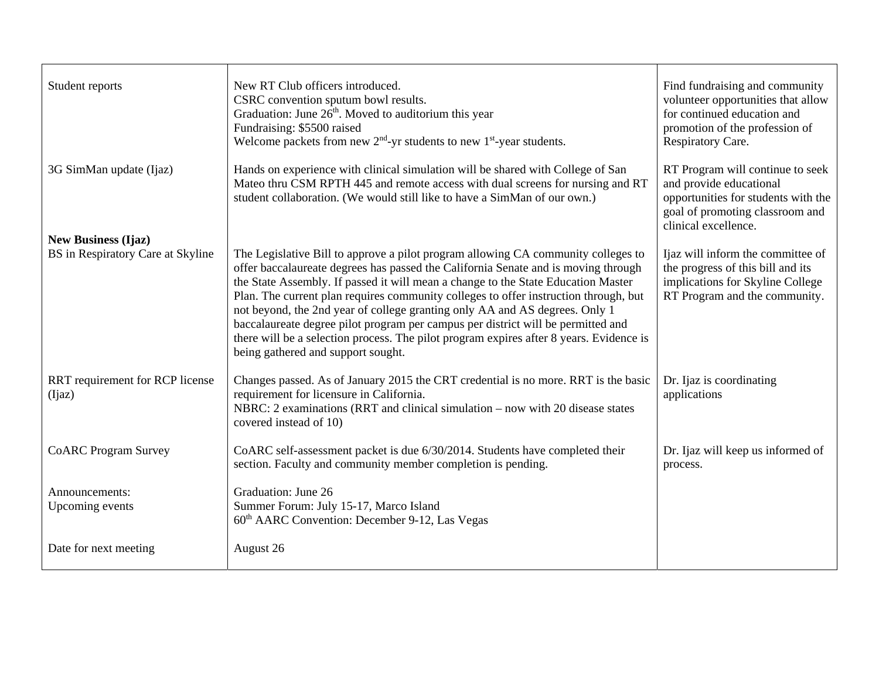| | | |
|---|---|---|
| Student reports | New RT Club officers introduced.<br>CSRC convention sputum bowl results.<br>Graduation: June 26th. Moved to auditorium this year<br>Fundraising: $5500 raised<br>Welcome packets from new 2nd-yr students to new 1st-year students. | Find fundraising and community volunteer opportunities that allow for continued education and promotion of the profession of Respiratory Care. |
| 3G SimMan update (Ijaz) | Hands on experience with clinical simulation will be shared with College of San Mateo thru CSM RPTH 445 and remote access with dual screens for nursing and RT student collaboration. (We would still like to have a SimMan of our own.) | RT Program will continue to seek and provide educational opportunities for students with the goal of promoting classroom and clinical excellence. |
| **New Business (Ijaz)**<br>BS in Respiratory Care at Skyline | The Legislative Bill to approve a pilot program allowing CA community colleges to offer baccalaureate degrees has passed the California Senate and is moving through the State Assembly. If passed it will mean a change to the State Education Master Plan. The current plan requires community colleges to offer instruction through, but not beyond, the 2nd year of college granting only AA and AS degrees. Only 1 baccalaureate degree pilot program per campus per district will be permitted and there will be a selection process. The pilot program expires after 8 years. Evidence is being gathered and support sought. | Ijaz will inform the committee of the progress of this bill and its implications for Skyline College RT Program and the community. |
| RRT requirement for RCP license (Ijaz) | Changes passed. As of January 2015 the CRT credential is no more. RRT is the basic requirement for licensure in California.<br>NBRC: 2 examinations (RRT and clinical simulation – now with 20 disease states covered instead of 10) | Dr. Ijaz is coordinating applications |
| CoARC Program Survey | CoARC self-assessment packet is due 6/30/2014. Students have completed their section. Faculty and community member completion is pending. | Dr. Ijaz will keep us informed of process. |
| Announcements:<br>Upcoming events | Graduation: June 26<br>Summer Forum: July 15-17, Marco Island<br>60th AARC Convention: December 9-12, Las Vegas | |
| Date for next meeting | August 26 | |